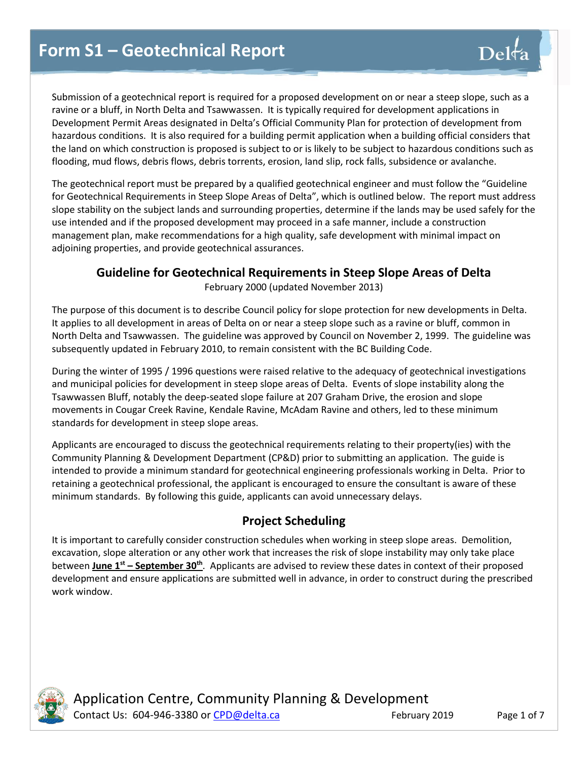# Form S1 – Geotechnical Report

Submission of a geotechnical report is required for a proposed development on or near a steep slope, such as a ravine or a bluff, in North Delta and Tsawwassen. It is typically required for development applications in Development Permit Areas designated in Delta's Official Community Plan for protection of development from hazardous conditions. It is also required for a building permit application when a building official considers that the land on which construction is proposed is subject to or is likely to be subject to hazardous conditions such as flooding, mud flows, debris flows, debris torrents, erosion, land slip, rock falls, subsidence or avalanche.

The geotechnical report must be prepared by a qualified geotechnical engineer and must follow the "Guideline for Geotechnical Requirements in Steep Slope Areas of Delta", which is outlined below. The report must address slope stability on the subject lands and surrounding properties, determine if the lands may be used safely for the use intended and if the proposed development may proceed in a safe manner, include a construction management plan, make recommendations for a high quality, safe development with minimal impact on adjoining properties, and provide geotechnical assurances.

## Guideline for Geotechnical Requirements in Steep Slope Areas of Delta

February 2000 (updated November 2013)

The purpose of this document is to describe Council policy for slope protection for new developments in Delta. It applies to all development in areas of Delta on or near a steep slope such as a ravine or bluff, common in North Delta and Tsawwassen. The guideline was approved by Council on November 2, 1999. The guideline was subsequently updated in February 2010, to remain consistent with the BC Building Code.

During the winter of 1995 / 1996 questions were raised relative to the adequacy of geotechnical investigations and municipal policies for development in steep slope areas of Delta. Events of slope instability along the Tsawwassen Bluff, notably the deep-seated slope failure at 207 Graham Drive, the erosion and slope movements in Cougar Creek Ravine, Kendale Ravine, McAdam Ravine and others, led to these minimum standards for development in steep slope areas.

Applicants are encouraged to discuss the geotechnical requirements relating to their property(ies) with the Community Planning & Development Department (CP&D) prior to submitting an application. The guide is intended to provide a minimum standard for geotechnical engineering professionals working in Delta. Prior to retaining a geotechnical professional, the applicant is encouraged to ensure the consultant is aware of these minimum standards. By following this guide, applicants can avoid unnecessary delays.

## Project Scheduling

It is important to carefully consider construction schedules when working in steep slope areas. Demolition, excavation, slope alteration or any other work that increases the risk of slope instability may only take place between **June 1st – September 30th**. Applicants are advised to review these dates in context of their proposed development and ensure applications are submitted well in advance, in order to construct during the prescribed work window.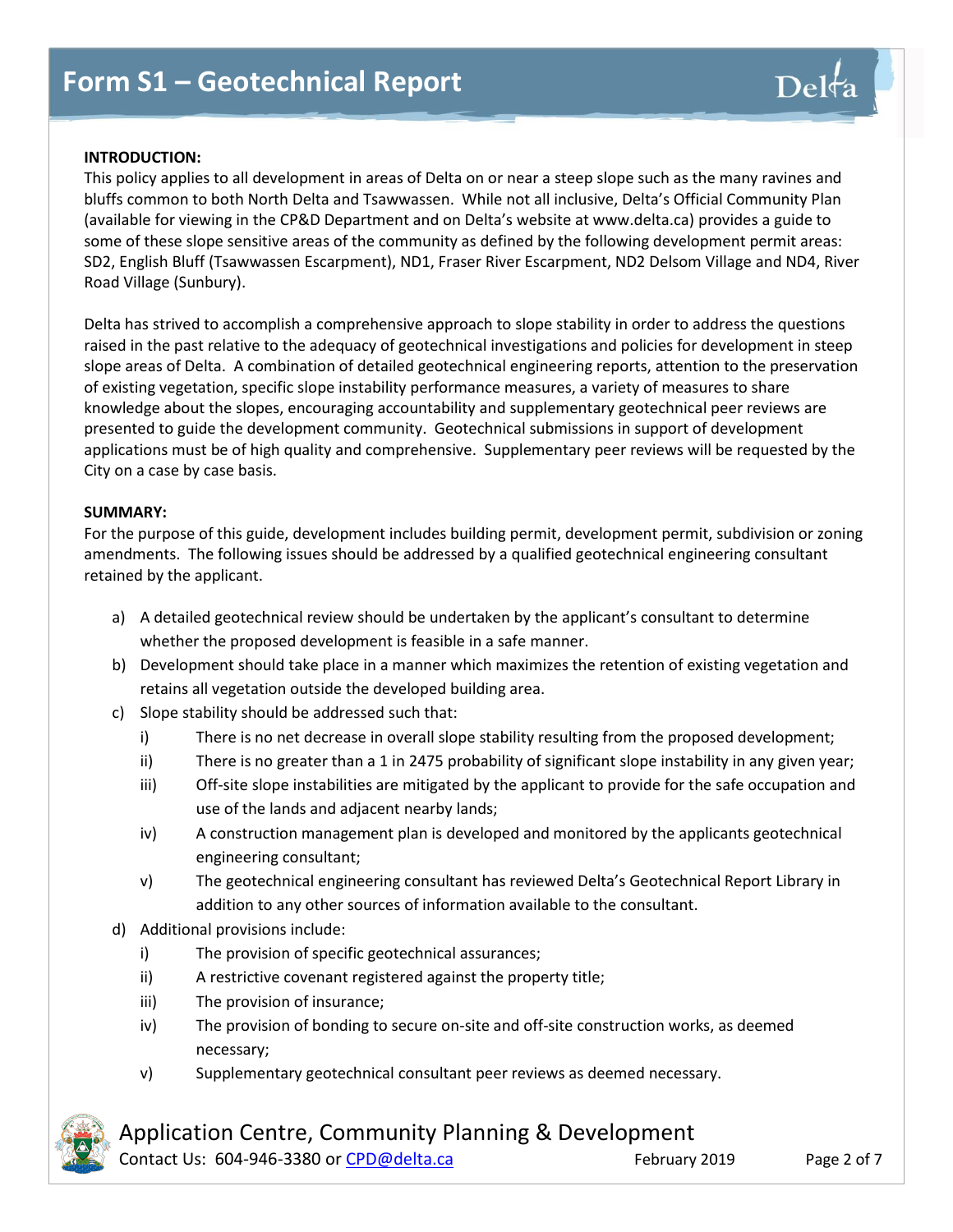# Form S1 – Geotechnical Report

**INTRODUCTION:**

This policy applies to all development in areas of Delta on or near a steep slope such as the many ravines and bluffs common to both North Delta and Tsawwassen. While not all inclusive, Delta's Official Community Plan (available for viewing in the CP&D Department and on Delta's website at www.delta.ca) provides a guide to some of these slope sensitive areas of the community as defined by the following development permit areas: SD2, English Bluff (Tsawwassen Escarpment), ND1, Fraser River Escarpment, ND2 Delsom Village and ND4, River Road Village (Sunbury).

Delta has strived to accomplish a comprehensive approach to slope stability in order to address the questions raised in the past relative to the adequacy of geotechnical investigations and policies for development in steep slope areas of Delta. A combination of detailed geotechnical engineering reports, attention to the preservation of existing vegetation, specific slope instability performance measures, a variety of measures to share knowledge about the slopes, encouraging accountability and supplementary geotechnical peer reviews are presented to guide the development community. Geotechnical submissions in support of development applications must be of high quality and comprehensive. Supplementary peer reviews will be requested by the City on a case by case basis.

**SUMMARY:**

For the purpose of this guide, development includes building permit, development permit, subdivision or zoning amendments. The following issues should be addressed by a qualified geotechnical engineering consultant retained by the applicant.

a) A detailed geotechnical review should be undertaken by the applicant's consultant to determine whether the proposed development is feasible in a safe manner.

b) Development should take place in a manner which maximizes the retention of existing vegetation and retains all vegetation outside the developed building area.

c) Slope stability should be addressed such that:
   - i) There is no net decrease in overall slope stability resulting from the proposed development;
   - ii) There is no greater than a 1 in 2475 probability of significant slope instability in any given year;
   - iii) Off-site slope instabilities are mitigated by the applicant to provide for the safe occupation and use of the lands and adjacent nearby lands;
   - iv) A construction management plan is developed and monitored by the applicants geotechnical engineering consultant;
   - v) The geotechnical engineering consultant has reviewed Delta's Geotechnical Report Library in addition to any other sources of information available to the consultant.

d) Additional provisions include:
   - i) The provision of specific geotechnical assurances;
   - ii) A restrictive covenant registered against the property title;
   - iii) The provision of insurance;
   - iv) The provision of bonding to secure on-site and off-site construction works, as deemed necessary;
   - v) Supplementary geotechnical consultant peer reviews as deemed necessary.

Application Centre, Community Planning & Development
Contact Us: 604-946-3380 or CPD@delta.ca February 2019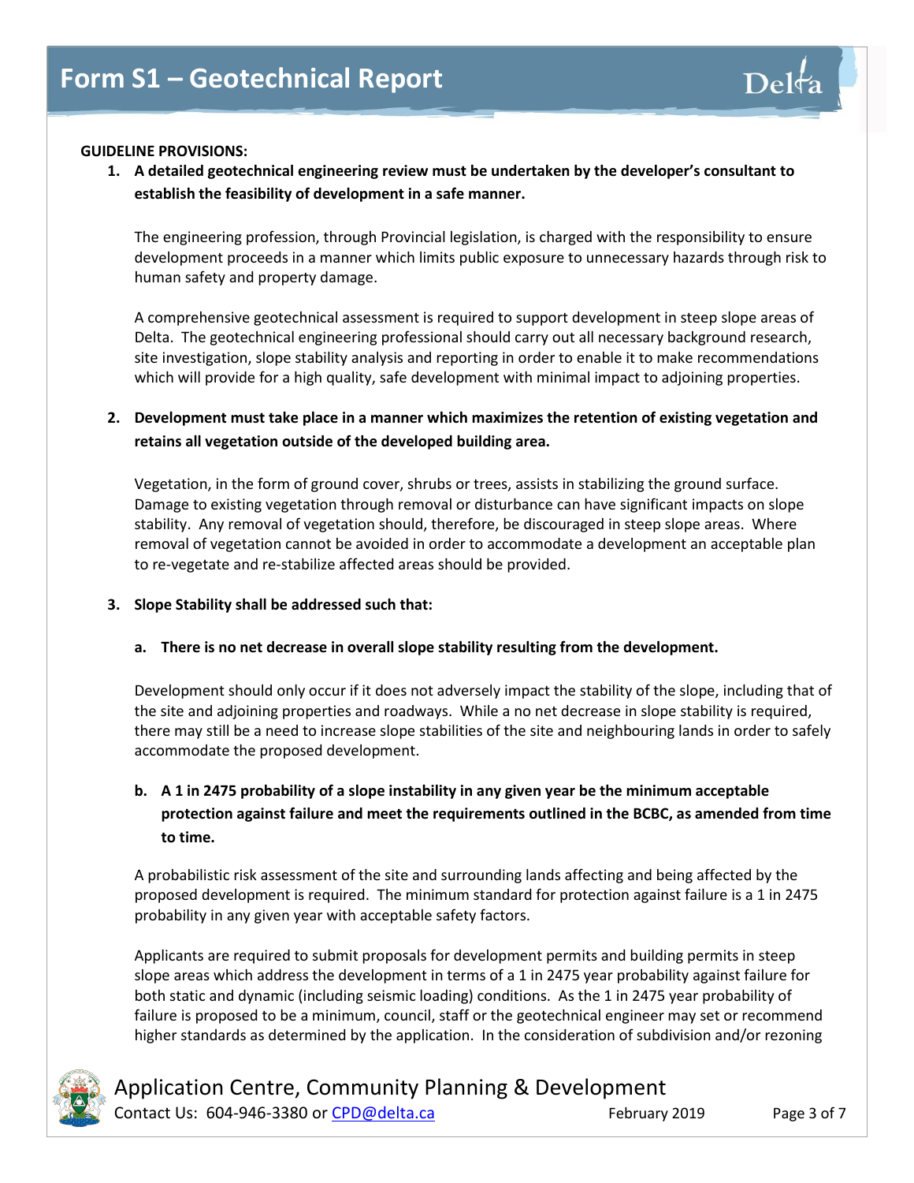**GUIDELINE PROVISIONS:**

1. **A detailed geotechnical engineering review must be undertaken by the developer's consultant to establish the feasibility of development in a safe manner.**

   The engineering profession, through Provincial legislation, is charged with the responsibility to ensure development proceeds in a manner which limits public exposure to unnecessary hazards through risk to human safety and property damage.

   A comprehensive geotechnical assessment is required to support development in steep slope areas of Delta. The geotechnical engineering professional should carry out all necessary background research, site investigation, slope stability analysis and reporting in order to enable it to make recommendations which will provide for a high quality, safe development with minimal impact to adjoining properties.

2. **Development must take place in a manner which maximizes the retention of existing vegetation and retains all vegetation outside of the developed building area.**

   Vegetation, in the form of ground cover, shrubs or trees, assists in stabilizing the ground surface. Damage to existing vegetation through removal or disturbance can have significant impacts on slope stability. Any removal of vegetation should, therefore, be discouraged in steep slope areas. Where removal of vegetation cannot be avoided in order to accommodate a development an acceptable plan to re-vegetate and re-stabilize affected areas should be provided.

3. **Slope Stability shall be addressed such that:**

   a. **There is no net decrease in overall slope stability resulting from the development.**

   Development should only occur if it does not adversely impact the stability of the slope, including that of the site and adjoining properties and roadways. While a no net decrease in slope stability is required, there may still be a need to increase slope stabilities of the site and neighbouring lands in order to safely accommodate the proposed development.

   b. **A 1 in 2475 probability of a slope instability in any given year be the minimum acceptable protection against failure and meet the requirements outlined in the BCBC, as amended from time to time.**

   A probabilistic risk assessment of the site and surrounding lands affecting and being affected by the proposed development is required. The minimum standard for protection against failure is a 1 in 2475 probability in any given year with acceptable safety factors.

   Applicants are required to submit proposals for development permits and building permits in steep slope areas which address the development in terms of a 1 in 2475 year probability against failure for both static and dynamic (including seismic loading) conditions. As the 1 in 2475 year probability of failure is proposed to be a minimum, council, staff or the geotechnical engineer may set or recommend higher standards as determined by the application. In the consideration of subdivision and/or rezoning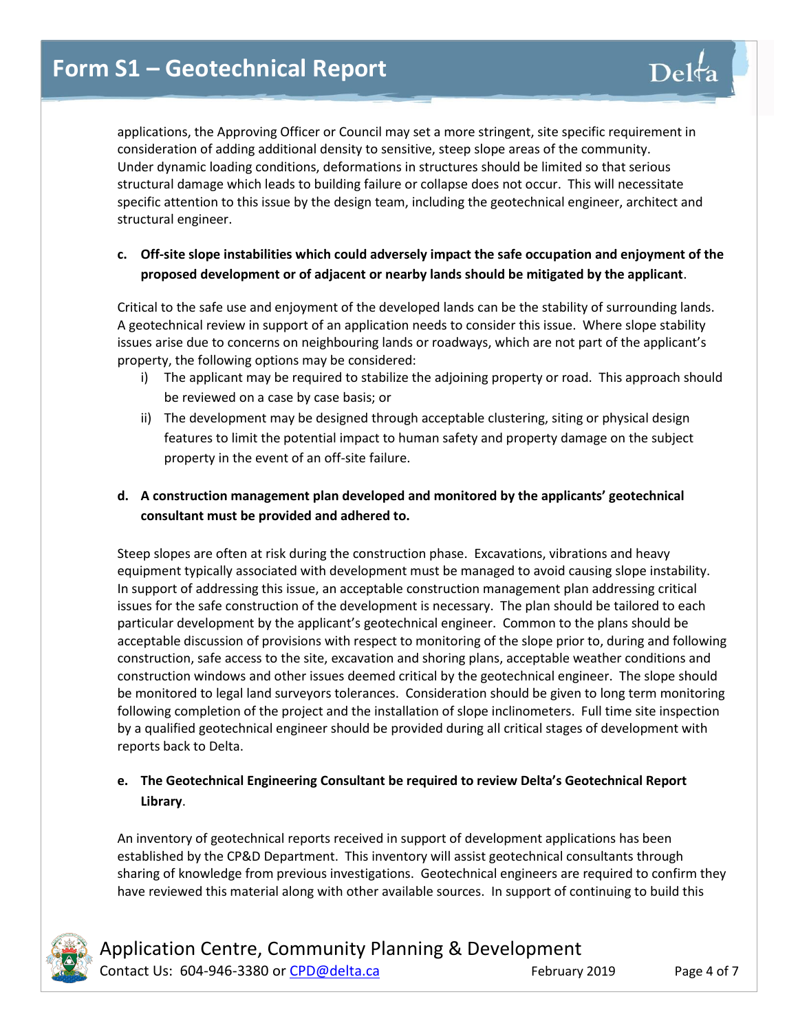applications, the Approving Officer or Council may set a more stringent, site specific requirement in consideration of adding additional density to sensitive, steep slope areas of the community. Under dynamic loading conditions, deformations in structures should be limited so that serious structural damage which leads to building failure or collapse does not occur. This will necessitate specific attention to this issue by the design team, including the geotechnical engineer, architect and structural engineer.

**c. Off-site slope instabilities which could adversely impact the safe occupation and enjoyment of the proposed development or of adjacent or nearby lands should be mitigated by the applicant**.

Critical to the safe use and enjoyment of the developed lands can be the stability of surrounding lands. A geotechnical review in support of an application needs to consider this issue. Where slope stability issues arise due to concerns on neighbouring lands or roadways, which are not part of the applicant's property, the following options may be considered:

i) The applicant may be required to stabilize the adjoining property or road. This approach should be reviewed on a case by case basis; or
ii) The development may be designed through acceptable clustering, siting or physical design features to limit the potential impact to human safety and property damage on the subject property in the event of an off-site failure.

**d. A construction management plan developed and monitored by the applicants' geotechnical consultant must be provided and adhered to.**

Steep slopes are often at risk during the construction phase. Excavations, vibrations and heavy equipment typically associated with development must be managed to avoid causing slope instability. In support of addressing this issue, an acceptable construction management plan addressing critical issues for the safe construction of the development is necessary. The plan should be tailored to each particular development by the applicant's geotechnical engineer. Common to the plans should be acceptable discussion of provisions with respect to monitoring of the slope prior to, during and following construction, safe access to the site, excavation and shoring plans, acceptable weather conditions and construction windows and other issues deemed critical by the geotechnical engineer. The slope should be monitored to legal land surveyors tolerances. Consideration should be given to long term monitoring following completion of the project and the installation of slope inclinometers. Full time site inspection by a qualified geotechnical engineer should be provided during all critical stages of development with reports back to Delta.

**e. The Geotechnical Engineering Consultant be required to review Delta's Geotechnical Report Library**.

An inventory of geotechnical reports received in support of development applications has been established by the CP&D Department. This inventory will assist geotechnical consultants through sharing of knowledge from previous investigations. Geotechnical engineers are required to confirm they have reviewed this material along with other available sources. In support of continuing to build this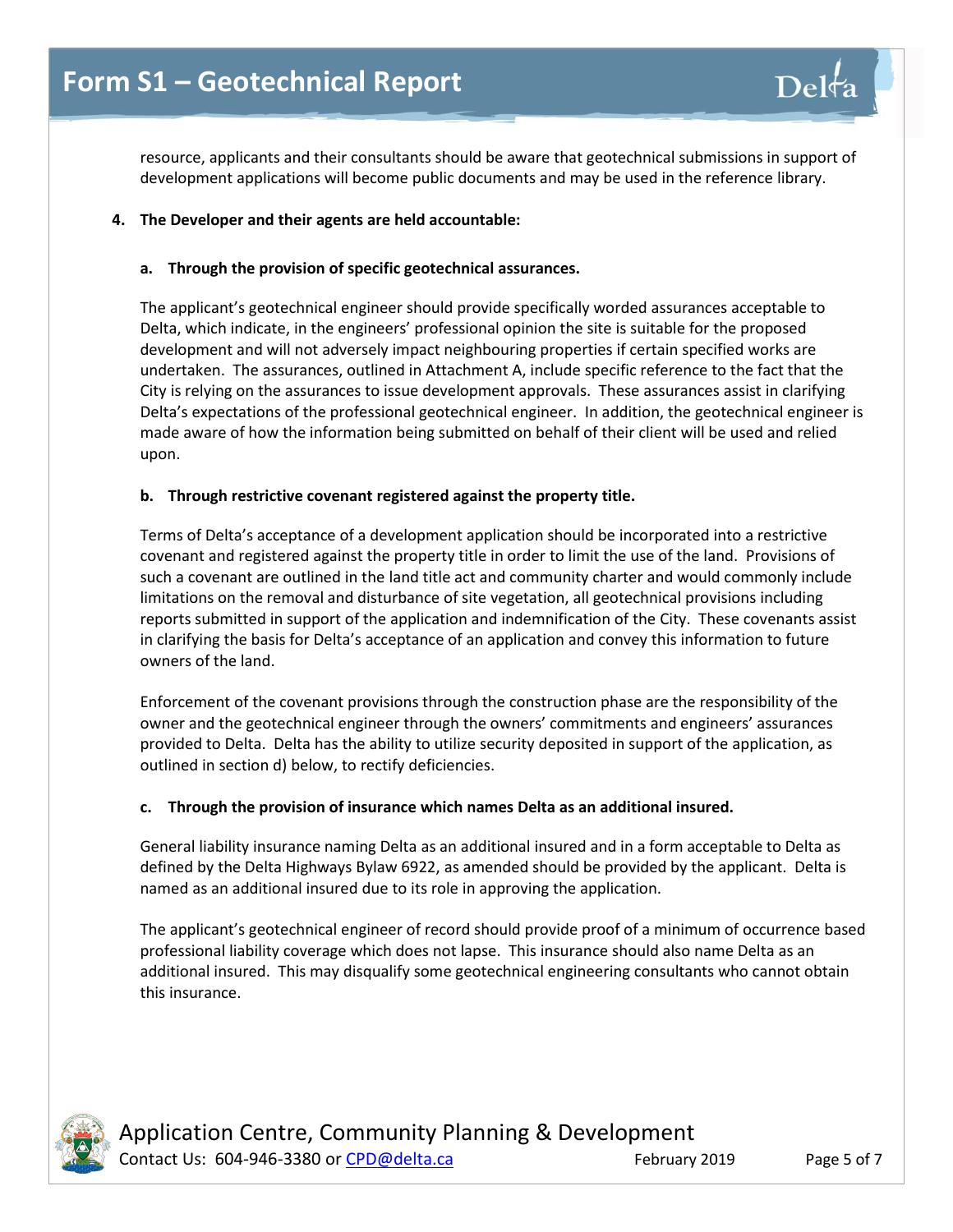resource, applicants and their consultants should be aware that geotechnical submissions in support of development applications will become public documents and may be used in the reference library.

**4. The Developer and their agents are held accountable:**

**a. Through the provision of specific geotechnical assurances.**

The applicant's geotechnical engineer should provide specifically worded assurances acceptable to Delta, which indicate, in the engineers' professional opinion the site is suitable for the proposed development and will not adversely impact neighbouring properties if certain specified works are undertaken. The assurances, outlined in Attachment A, include specific reference to the fact that the City is relying on the assurances to issue development approvals. These assurances assist in clarifying Delta's expectations of the professional geotechnical engineer. In addition, the geotechnical engineer is made aware of how the information being submitted on behalf of their client will be used and relied upon.

**b. Through restrictive covenant registered against the property title.**

Terms of Delta's acceptance of a development application should be incorporated into a restrictive covenant and registered against the property title in order to limit the use of the land. Provisions of such a covenant are outlined in the land title act and community charter and would commonly include limitations on the removal and disturbance of site vegetation, all geotechnical provisions including reports submitted in support of the application and indemnification of the City. These covenants assist in clarifying the basis for Delta's acceptance of an application and convey this information to future owners of the land.

Enforcement of the covenant provisions through the construction phase are the responsibility of the owner and the geotechnical engineer through the owners' commitments and engineers' assurances provided to Delta. Delta has the ability to utilize security deposited in support of the application, as outlined in section d) below, to rectify deficiencies.

**c. Through the provision of insurance which names Delta as an additional insured.**

General liability insurance naming Delta as an additional insured and in a form acceptable to Delta as defined by the Delta Highways Bylaw 6922, as amended should be provided by the applicant. Delta is named as an additional insured due to its role in approving the application.

The applicant's geotechnical engineer of record should provide proof of a minimum of occurrence based professional liability coverage which does not lapse. This insurance should also name Delta as an additional insured. This may disqualify some geotechnical engineering consultants who cannot obtain this insurance.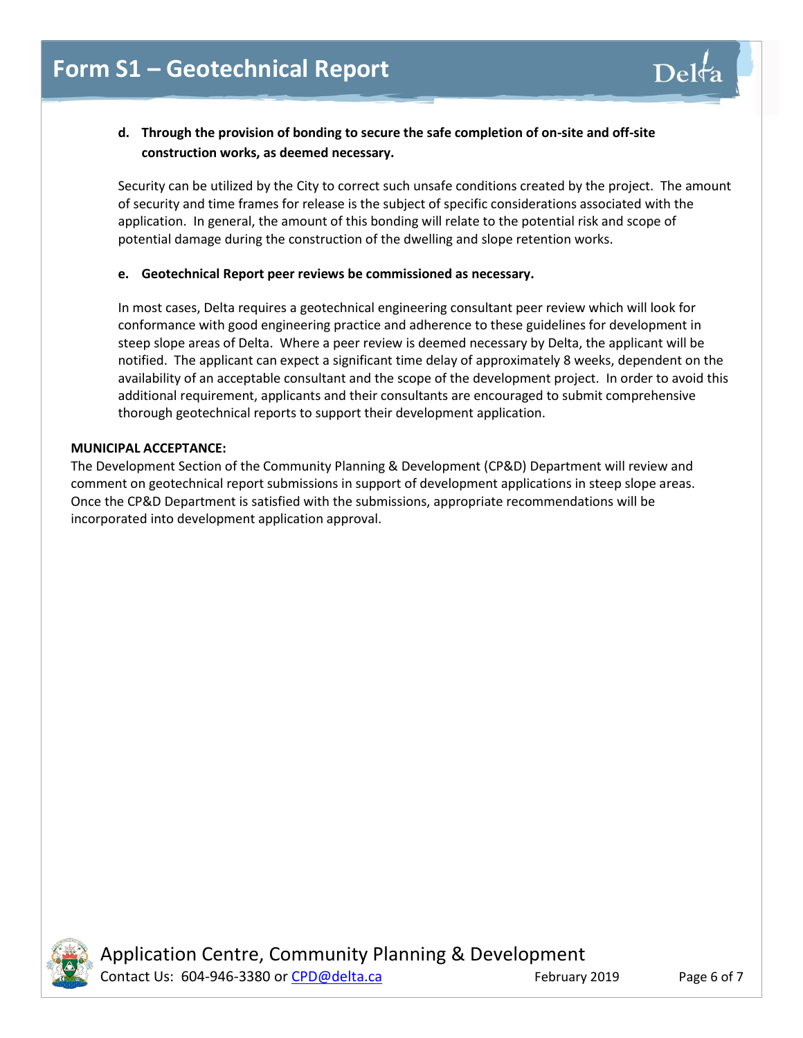**d. Through the provision of bonding to secure the safe completion of on-site and off-site construction works, as deemed necessary.**

Security can be utilized by the City to correct such unsafe conditions created by the project. The amount of security and time frames for release is the subject of specific considerations associated with the application. In general, the amount of this bonding will relate to the potential risk and scope of potential damage during the construction of the dwelling and slope retention works.

**e. Geotechnical Report peer reviews be commissioned as necessary.**

In most cases, Delta requires a geotechnical engineering consultant peer review which will look for conformance with good engineering practice and adherence to these guidelines for development in steep slope areas of Delta. Where a peer review is deemed necessary by Delta, the applicant will be notified. The applicant can expect a significant time delay of approximately 8 weeks, dependent on the availability of an acceptable consultant and the scope of the development project. In order to avoid this additional requirement, applicants and their consultants are encouraged to submit comprehensive thorough geotechnical reports to support their development application.

**MUNICIPAL ACCEPTANCE:**

The Development Section of the Community Planning & Development (CP&D) Department will review and comment on geotechnical report submissions in support of development applications in steep slope areas. Once the CP&D Department is satisfied with the submissions, appropriate recommendations will be incorporated into development application approval.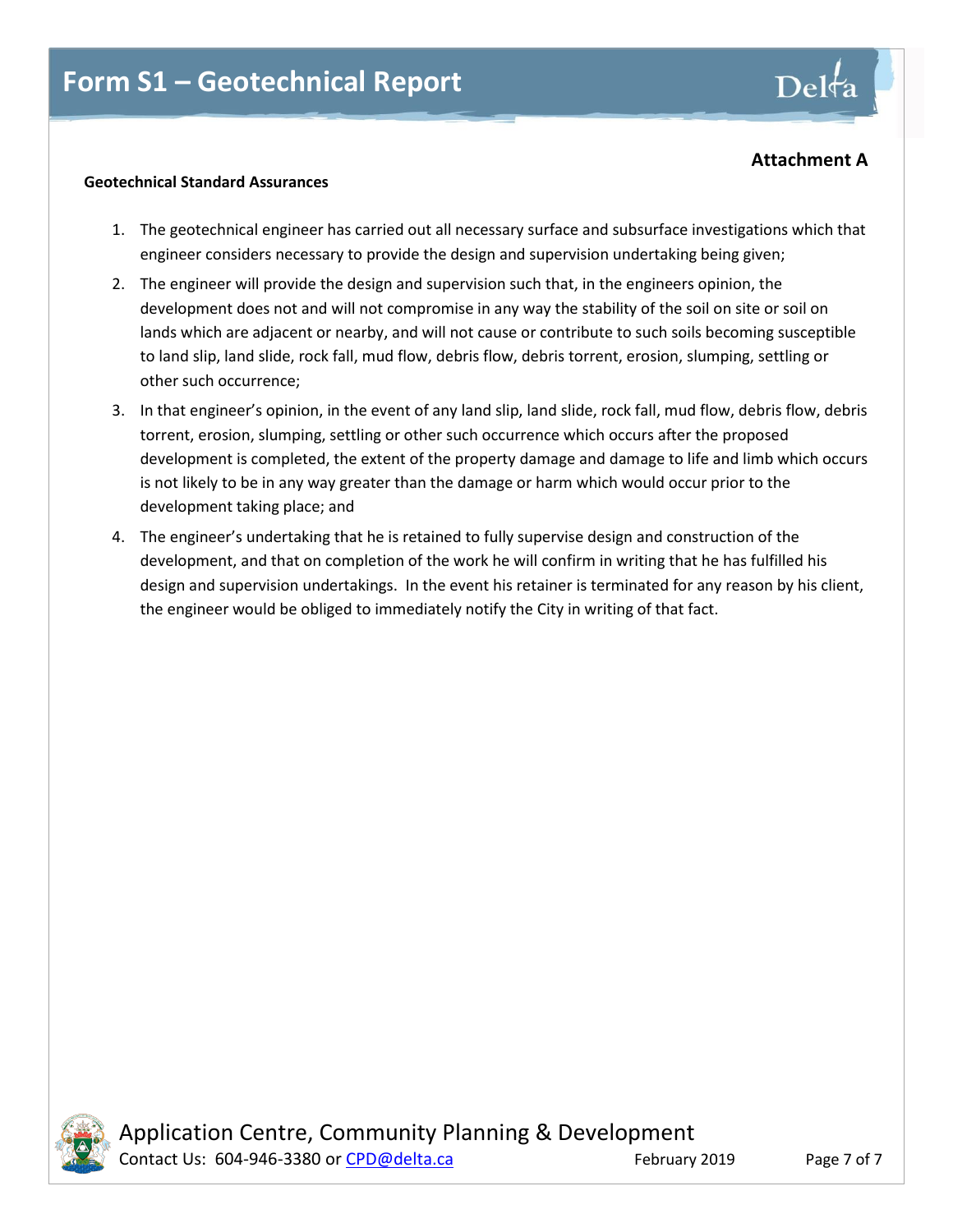**Attachment A**

**Geotechnical Standard Assurances**

1. The geotechnical engineer has carried out all necessary surface and subsurface investigations which that engineer considers necessary to provide the design and supervision undertaking being given;
2. The engineer will provide the design and supervision such that, in the engineers opinion, the development does not and will not compromise in any way the stability of the soil on site or soil on lands which are adjacent or nearby, and will not cause or contribute to such soils becoming susceptible to land slip, land slide, rock fall, mud flow, debris flow, debris torrent, erosion, slumping, settling or other such occurrence;
3. In that engineer's opinion, in the event of any land slip, land slide, rock fall, mud flow, debris flow, debris torrent, erosion, slumping, settling or other such occurrence which occurs after the proposed development is completed, the extent of the property damage and damage to life and limb which occurs is not likely to be in any way greater than the damage or harm which would occur prior to the development taking place; and
4. The engineer's undertaking that he is retained to fully supervise design and construction of the development, and that on completion of the work he will confirm in writing that he has fulfilled his design and supervision undertakings. In the event his retainer is terminated for any reason by his client, the engineer would be obliged to immediately notify the City in writing of that fact.